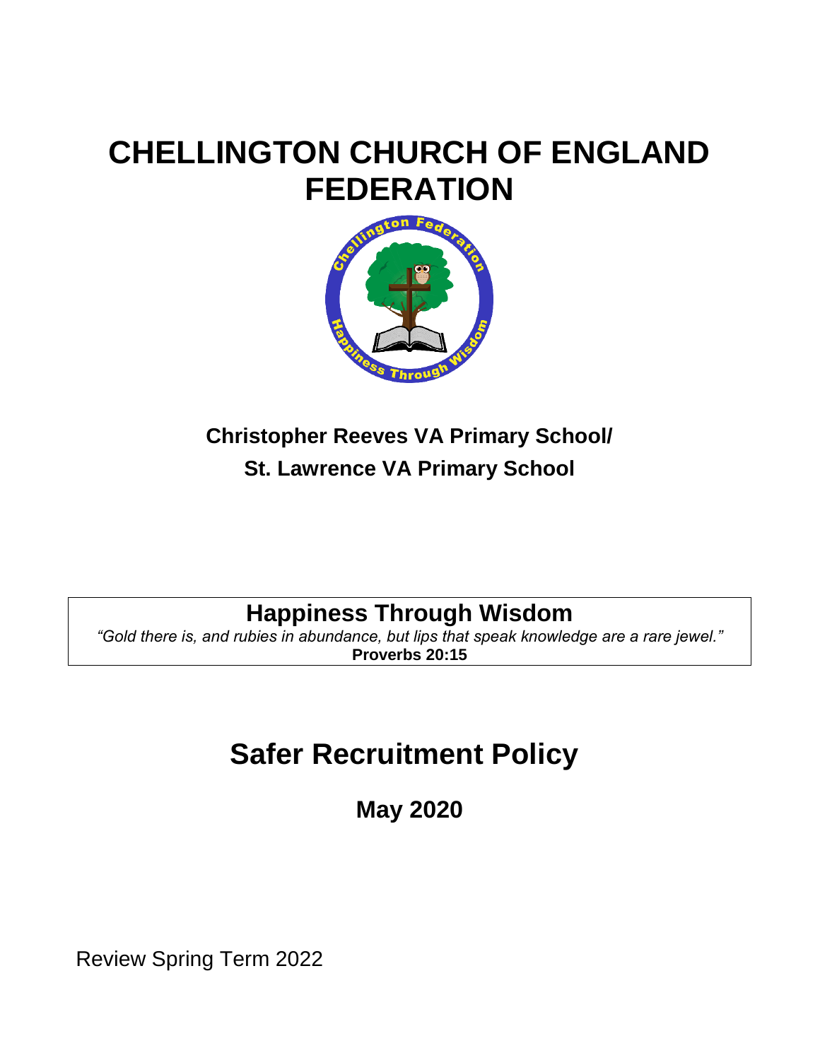# CHELLINGTON CHURCH OF ENGLAND FEDERATION

**Christopher Reeves VA Primary School/**

**St. Lawrence VA Primary School**

**Happiness Through Wisdom**

*"Gold there is, and rubies in abundance, but lips that speak knowledge are a rare jewel."*

**Proverbs 20:15**

# Safer Recruitment Policy

## May 2020

Review Spring Term 2022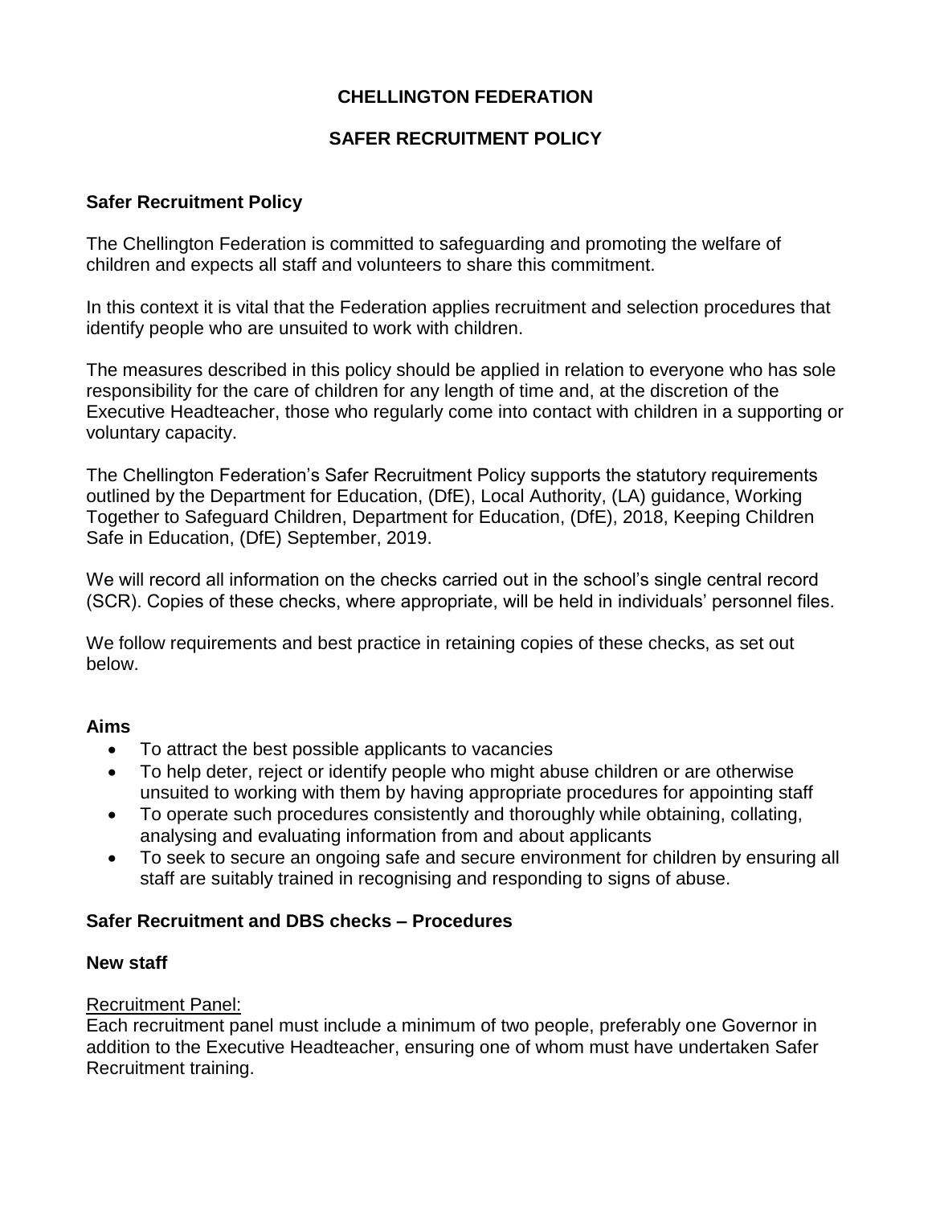# CHELLINGTON FEDERATION

## SAFER RECRUITMENT POLICY

### Safer Recruitment Policy

The Chellington Federation is committed to safeguarding and promoting the welfare of children and expects all staff and volunteers to share this commitment.

In this context it is vital that the Federation applies recruitment and selection procedures that identify people who are unsuited to work with children.

The measures described in this policy should be applied in relation to everyone who has sole responsibility for the care of children for any length of time and, at the discretion of the Executive Headteacher, those who regularly come into contact with children in a supporting or voluntary capacity.

The Chellington Federation's Safer Recruitment Policy supports the statutory requirements outlined by the Department for Education, (DfE), Local Authority, (LA) guidance, Working Together to Safeguard Children, Department for Education, (DfE), 2018, Keeping Children Safe in Education, (DfE) September, 2019.

We will record all information on the checks carried out in the school's single central record (SCR). Copies of these checks, where appropriate, will be held in individuals' personnel files.

We follow requirements and best practice in retaining copies of these checks, as set out below.

### Aims

- To attract the best possible applicants to vacancies
- To help deter, reject or identify people who might abuse children or are otherwise unsuited to working with them by having appropriate procedures for appointing staff
- To operate such procedures consistently and thoroughly while obtaining, collating, analysing and evaluating information from and about applicants
- To seek to secure an ongoing safe and secure environment for children by ensuring all staff are suitably trained in recognising and responding to signs of abuse.

### Safer Recruitment and DBS checks – Procedures

### New staff

<u>Recruitment Panel:</u>
Each recruitment panel must include a minimum of two people, preferably one Governor in addition to the Executive Headteacher, ensuring one of whom must have undertaken Safer Recruitment training.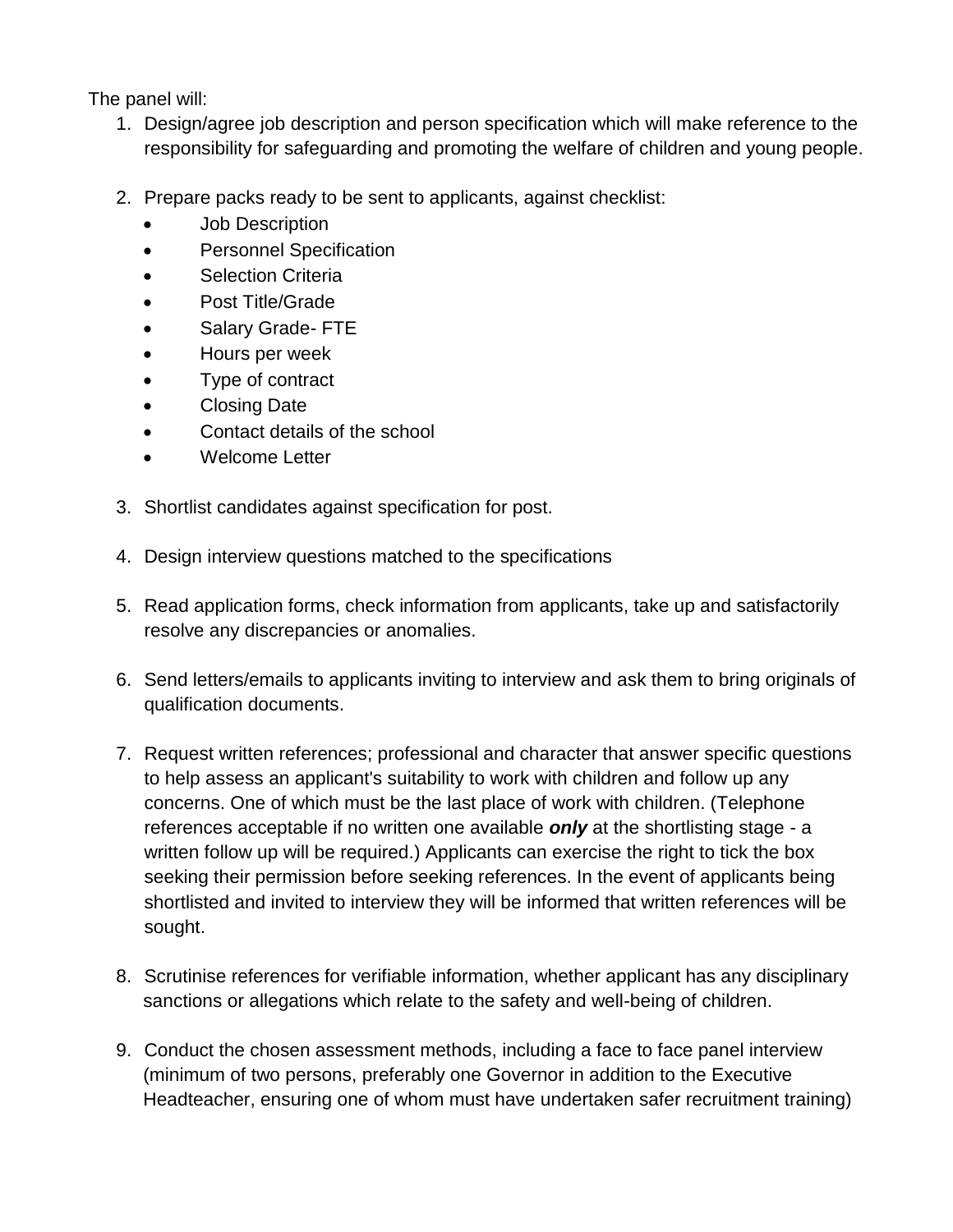The panel will:

1. Design/agree job description and person specification which will make reference to the responsibility for safeguarding and promoting the welfare of children and young people.

2. Prepare packs ready to be sent to applicants, against checklist:
   - Job Description
   - Personnel Specification
   - Selection Criteria
   - Post Title/Grade
   - Salary Grade- FTE
   - Hours per week
   - Type of contract
   - Closing Date
   - Contact details of the school
   - Welcome Letter

3. Shortlist candidates against specification for post.

4. Design interview questions matched to the specifications

5. Read application forms, check information from applicants, take up and satisfactorily resolve any discrepancies or anomalies.

6. Send letters/emails to applicants inviting to interview and ask them to bring originals of qualification documents.

7. Request written references; professional and character that answer specific questions to help assess an applicant's suitability to work with children and follow up any concerns. One of which must be the last place of work with children. (Telephone references acceptable if no written one available ***only*** at the shortlisting stage - a written follow up will be required.) Applicants can exercise the right to tick the box seeking their permission before seeking references. In the event of applicants being shortlisted and invited to interview they will be informed that written references will be sought.

8. Scrutinise references for verifiable information, whether applicant has any disciplinary sanctions or allegations which relate to the safety and well-being of children.

9. Conduct the chosen assessment methods, including a face to face panel interview (minimum of two persons, preferably one Governor in addition to the Executive Headteacher, ensuring one of whom must have undertaken safer recruitment training)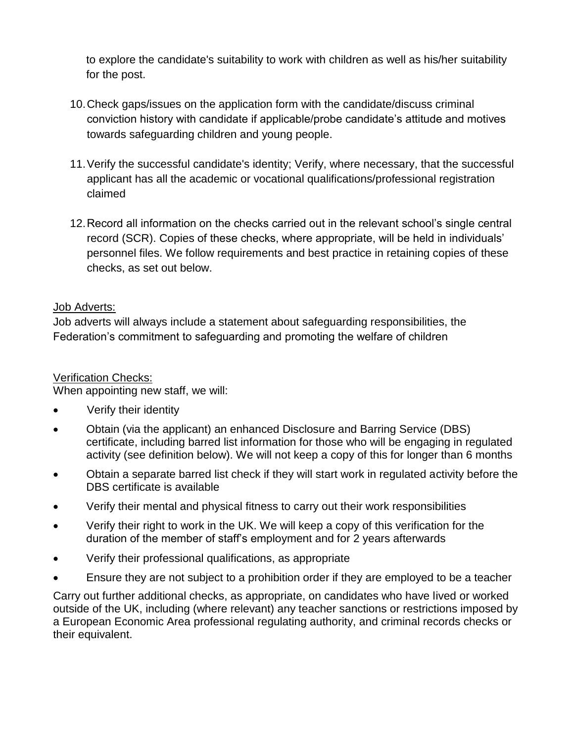to explore the candidate's suitability to work with children as well as his/her suitability for the post.

10. Check gaps/issues on the application form with the candidate/discuss criminal conviction history with candidate if applicable/probe candidate's attitude and motives towards safeguarding children and young people.

11. Verify the successful candidate's identity; Verify, where necessary, that the successful applicant has all the academic or vocational qualifications/professional registration claimed

12. Record all information on the checks carried out in the relevant school's single central record (SCR). Copies of these checks, where appropriate, will be held in individuals' personnel files. We follow requirements and best practice in retaining copies of these checks, as set out below.

Job Adverts:

Job adverts will always include a statement about safeguarding responsibilities, the Federation's commitment to safeguarding and promoting the welfare of children

Verification Checks:

When appointing new staff, we will:

- Verify their identity
- Obtain (via the applicant) an enhanced Disclosure and Barring Service (DBS) certificate, including barred list information for those who will be engaging in regulated activity (see definition below). We will not keep a copy of this for longer than 6 months
- Obtain a separate barred list check if they will start work in regulated activity before the DBS certificate is available
- Verify their mental and physical fitness to carry out their work responsibilities
- Verify their right to work in the UK. We will keep a copy of this verification for the duration of the member of staff's employment and for 2 years afterwards
- Verify their professional qualifications, as appropriate
- Ensure they are not subject to a prohibition order if they are employed to be a teacher

Carry out further additional checks, as appropriate, on candidates who have lived or worked outside of the UK, including (where relevant) any teacher sanctions or restrictions imposed by a European Economic Area professional regulating authority, and criminal records checks or their equivalent.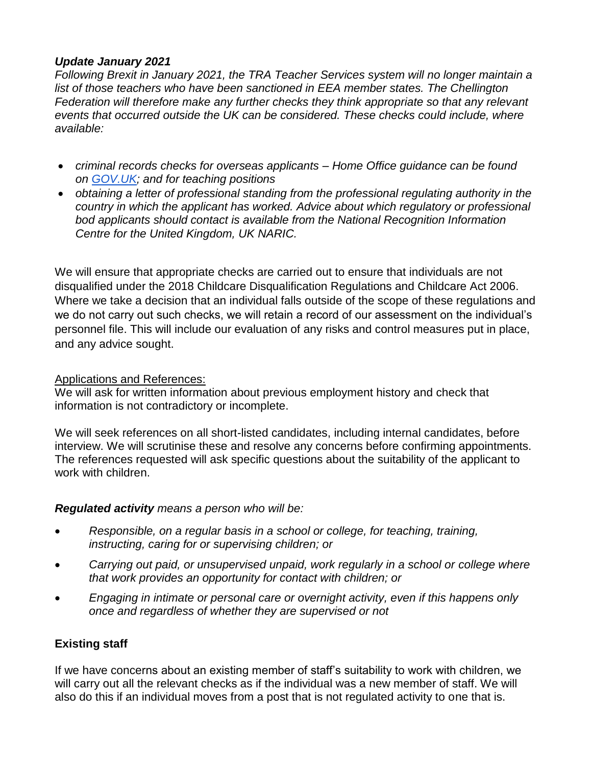***Update January 2021***

*Following Brexit in January 2021, the TRA Teacher Services system will no longer maintain a list of those teachers who have been sanctioned in EEA member states. The Chellington Federation will therefore make any further checks they think appropriate so that any relevant events that occurred outside the UK can be considered. These checks could include, where available:*

- *criminal records checks for overseas applicants – Home Office guidance can be found on [GOV.UK](); and for teaching positions*
- *obtaining a letter of professional standing from the professional regulating authority in the country in which the applicant has worked. Advice about which regulatory or professional bod applicants should contact is available from the National Recognition Information Centre for the United Kingdom, UK NARIC.*

We will ensure that appropriate checks are carried out to ensure that individuals are not disqualified under the 2018 Childcare Disqualification Regulations and Childcare Act 2006. Where we take a decision that an individual falls outside of the scope of these regulations and we do not carry out such checks, we will retain a record of our assessment on the individual's personnel file. This will include our evaluation of any risks and control measures put in place, and any advice sought.

Applications and References:

We will ask for written information about previous employment history and check that information is not contradictory or incomplete.

We will seek references on all short-listed candidates, including internal candidates, before interview. We will scrutinise these and resolve any concerns before confirming appointments. The references requested will ask specific questions about the suitability of the applicant to work with children.

***Regulated activity*** *means a person who will be:*

- *Responsible, on a regular basis in a school or college, for teaching, training, instructing, caring for or supervising children; or*
- *Carrying out paid, or unsupervised unpaid, work regularly in a school or college where that work provides an opportunity for contact with children; or*
- *Engaging in intimate or personal care or overnight activity, even if this happens only once and regardless of whether they are supervised or not*

**Existing staff**

If we have concerns about an existing member of staff's suitability to work with children, we will carry out all the relevant checks as if the individual was a new member of staff. We will also do this if an individual moves from a post that is not regulated activity to one that is.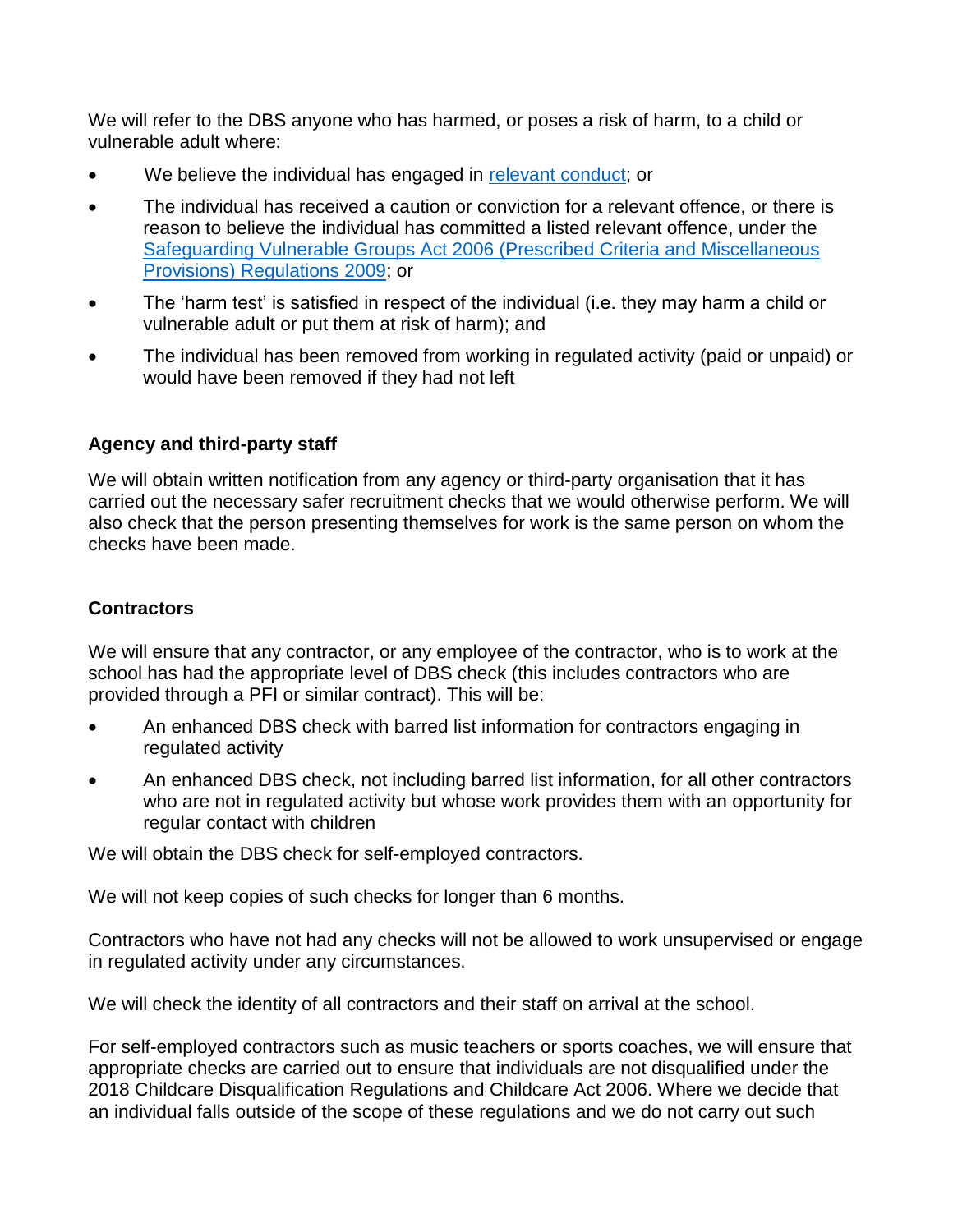We will refer to the DBS anyone who has harmed, or poses a risk of harm, to a child or vulnerable adult where:

- We believe the individual has engaged in relevant conduct; or
- The individual has received a caution or conviction for a relevant offence, or there is reason to believe the individual has committed a listed relevant offence, under the Safeguarding Vulnerable Groups Act 2006 (Prescribed Criteria and Miscellaneous Provisions) Regulations 2009; or
- The 'harm test' is satisfied in respect of the individual (i.e. they may harm a child or vulnerable adult or put them at risk of harm); and
- The individual has been removed from working in regulated activity (paid or unpaid) or would have been removed if they had not left

**Agency and third-party staff**

We will obtain written notification from any agency or third-party organisation that it has carried out the necessary safer recruitment checks that we would otherwise perform. We will also check that the person presenting themselves for work is the same person on whom the checks have been made.

**Contractors**

We will ensure that any contractor, or any employee of the contractor, who is to work at the school has had the appropriate level of DBS check (this includes contractors who are provided through a PFI or similar contract). This will be:

- An enhanced DBS check with barred list information for contractors engaging in regulated activity
- An enhanced DBS check, not including barred list information, for all other contractors who are not in regulated activity but whose work provides them with an opportunity for regular contact with children

We will obtain the DBS check for self-employed contractors.

We will not keep copies of such checks for longer than 6 months.

Contractors who have not had any checks will not be allowed to work unsupervised or engage in regulated activity under any circumstances.

We will check the identity of all contractors and their staff on arrival at the school.

For self-employed contractors such as music teachers or sports coaches, we will ensure that appropriate checks are carried out to ensure that individuals are not disqualified under the 2018 Childcare Disqualification Regulations and Childcare Act 2006. Where we decide that an individual falls outside of the scope of these regulations and we do not carry out such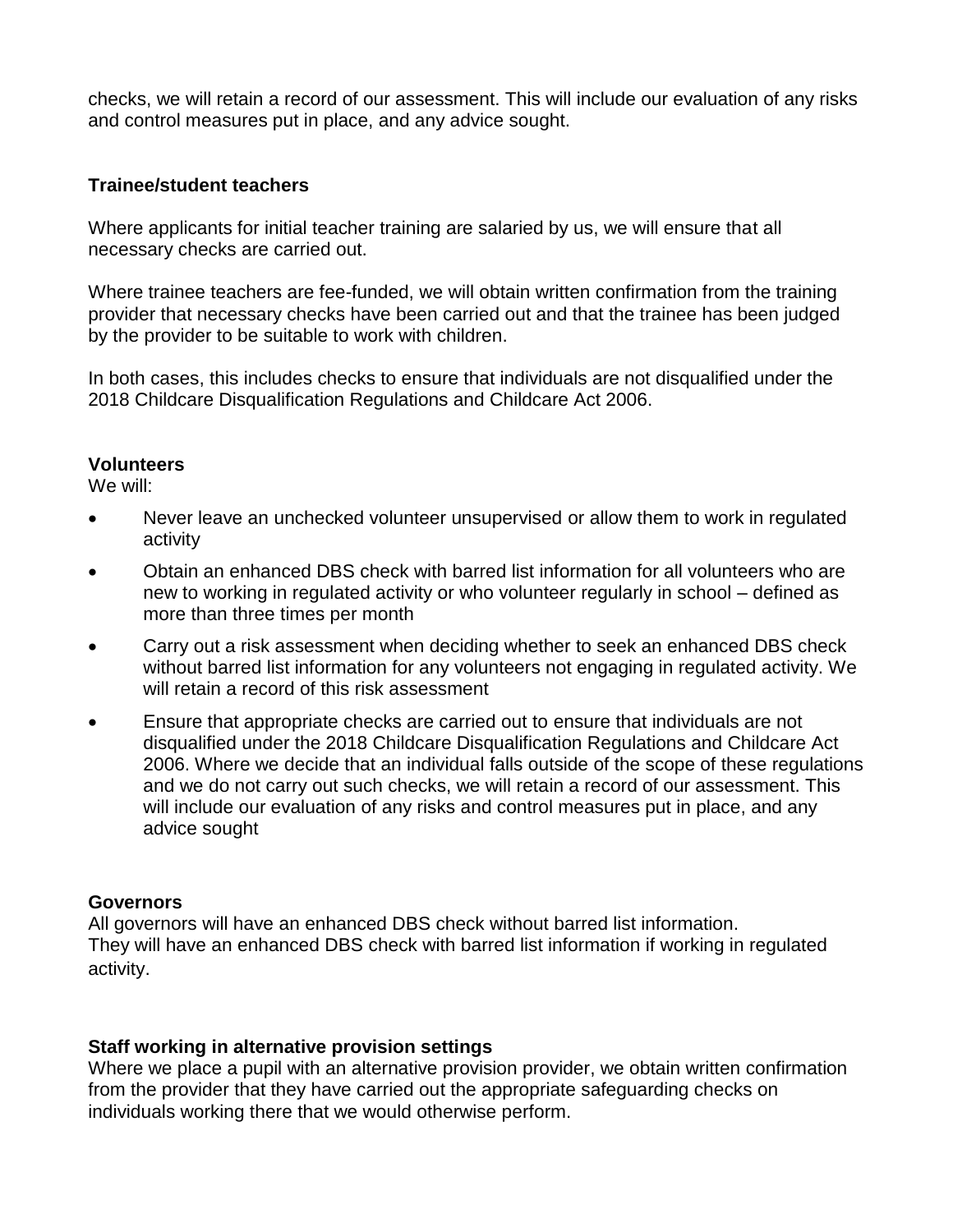checks, we will retain a record of our assessment. This will include our evaluation of any risks and control measures put in place, and any advice sought.

**Trainee/student teachers**

Where applicants for initial teacher training are salaried by us, we will ensure that all necessary checks are carried out.

Where trainee teachers are fee-funded, we will obtain written confirmation from the training provider that necessary checks have been carried out and that the trainee has been judged by the provider to be suitable to work with children.

In both cases, this includes checks to ensure that individuals are not disqualified under the 2018 Childcare Disqualification Regulations and Childcare Act 2006.

**Volunteers**

We will:

- Never leave an unchecked volunteer unsupervised or allow them to work in regulated activity
- Obtain an enhanced DBS check with barred list information for all volunteers who are new to working in regulated activity or who volunteer regularly in school – defined as more than three times per month
- Carry out a risk assessment when deciding whether to seek an enhanced DBS check without barred list information for any volunteers not engaging in regulated activity. We will retain a record of this risk assessment
- Ensure that appropriate checks are carried out to ensure that individuals are not disqualified under the 2018 Childcare Disqualification Regulations and Childcare Act 2006. Where we decide that an individual falls outside of the scope of these regulations and we do not carry out such checks, we will retain a record of our assessment. This will include our evaluation of any risks and control measures put in place, and any advice sought

**Governors**

All governors will have an enhanced DBS check without barred list information.
They will have an enhanced DBS check with barred list information if working in regulated activity.

**Staff working in alternative provision settings**

Where we place a pupil with an alternative provision provider, we obtain written confirmation from the provider that they have carried out the appropriate safeguarding checks on individuals working there that we would otherwise perform.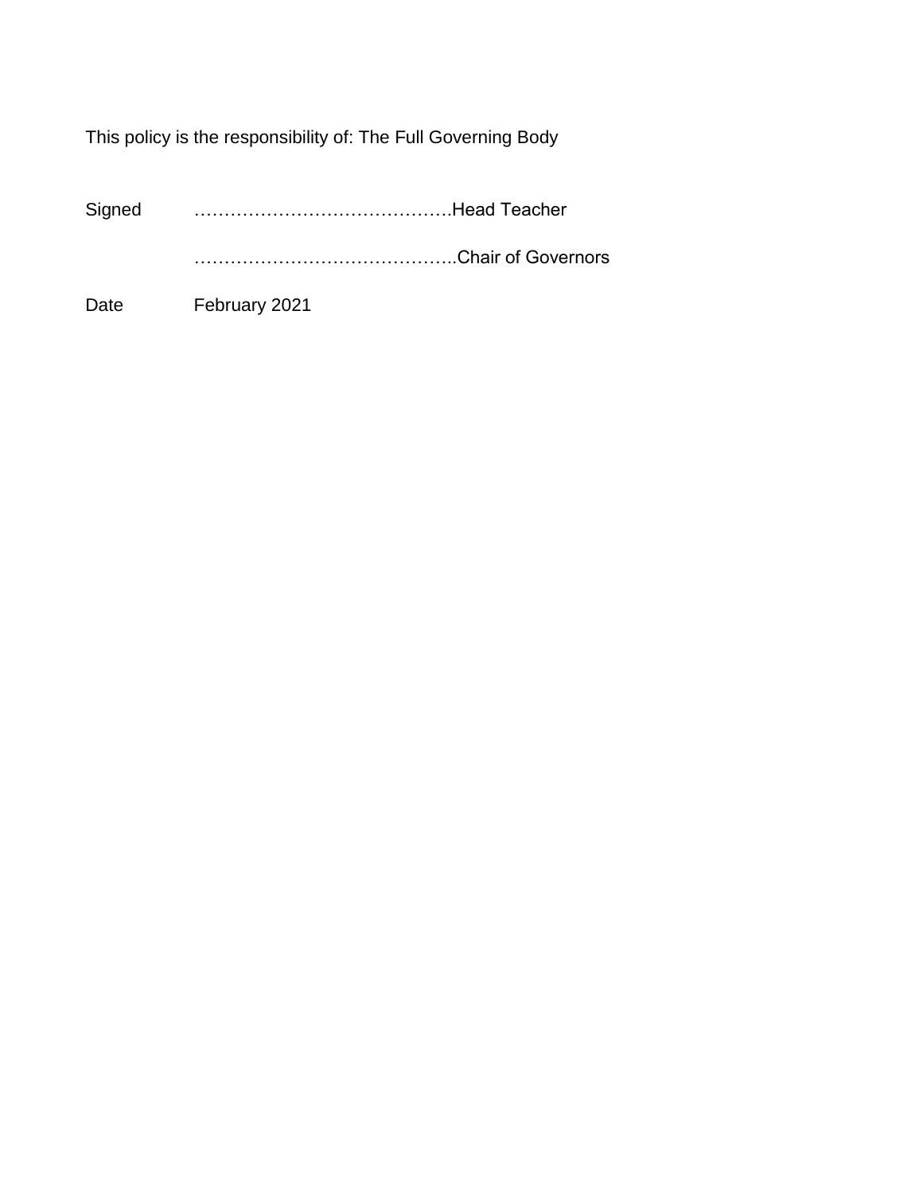This policy is the responsibility of: The Full Governing Body

Signed ……………………………………Head Teacher

……………………………………..Chair of Governors

Date February 2021